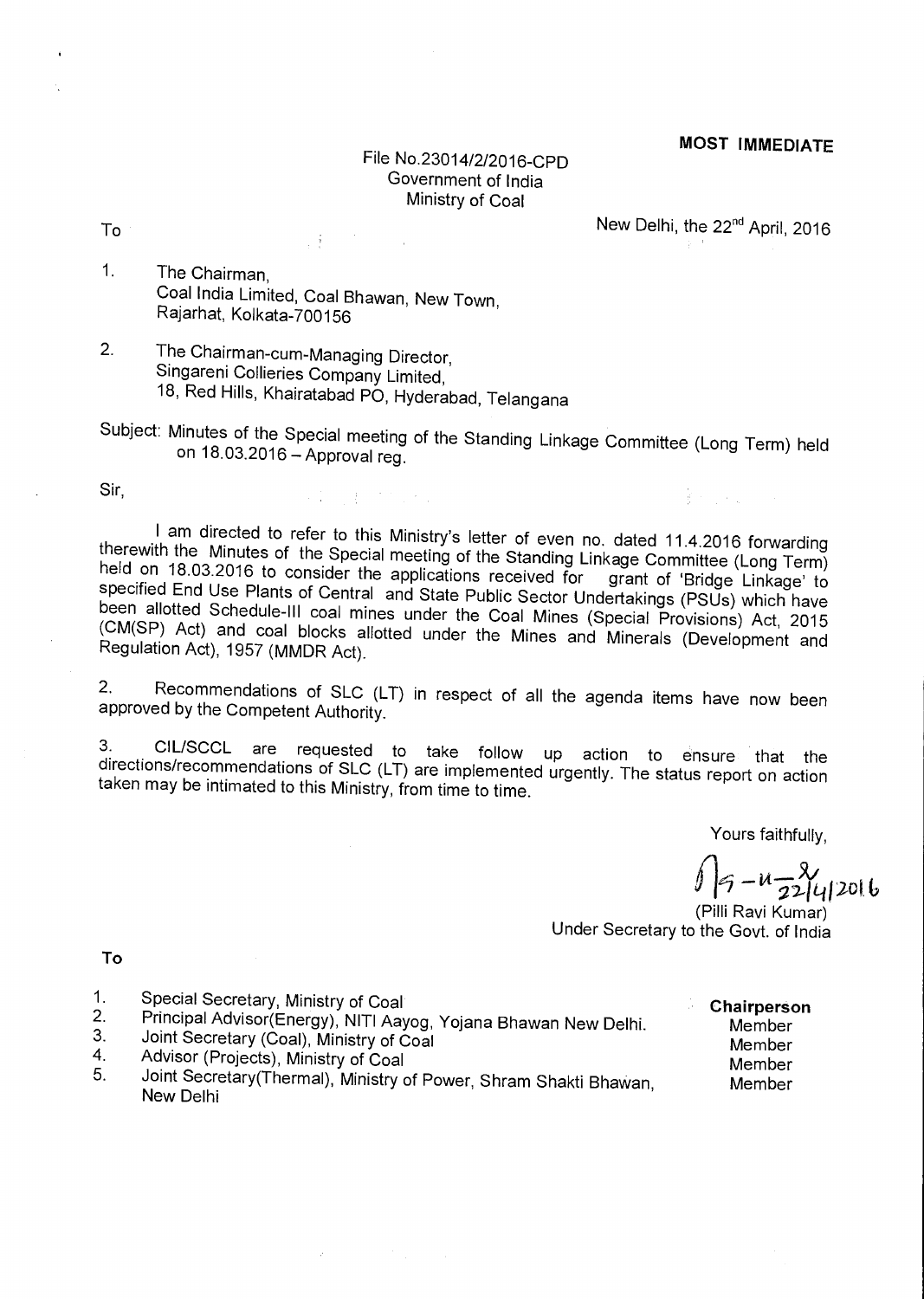**MOST IMMEDIATE**

File No.23014/2/2016-CPD
Government of India
Ministry of Coal

To

New Delhi, the 22nd April, 2016

1. The Chairman,
   Coal India Limited, Coal Bhawan, New Town,
   Rajarhat, Kolkata-700156

2. The Chairman-cum-Managing Director,
   Singareni Collieries Company Limited,
   18, Red Hills, Khairatabad PO, Hyderabad, Telangana

Subject: Minutes of the Special meeting of the Standing Linkage Committee (Long Term) held on 18.03.2016 – Approval reg.

Sir,

I am directed to refer to this Ministry's letter of even no. dated 11.4.2016 forwarding therewith the Minutes of the Special meeting of the Standing Linkage Committee (Long Term) held on 18.03.2016 to consider the applications received for grant of 'Bridge Linkage' to specified End Use Plants of Central and State Public Sector Undertakings (PSUs) which have been allotted Schedule-III coal mines under the Coal Mines (Special Provisions) Act, 2015 (CM(SP) Act) and coal blocks allotted under the Mines and Minerals (Development and Regulation Act), 1957 (MMDR Act).

2. Recommendations of SLC (LT) in respect of all the agenda items have now been approved by the Competent Authority.

3. CIL/SCCL are requested to take follow up action to ensure that the directions/recommendations of SLC (LT) are implemented urgently. The status report on action taken may be intimated to this Ministry, from time to time.

Yours faithfully,

(Signed) 22/4/2016

(Pilli Ravi Kumar)
Under Secretary to the Govt. of India

**To**

| | | |
|---|---|---|
| 1. | Special Secretary, Ministry of Coal | **Chairperson** |
| 2. | Principal Advisor(Energy), NITI Aayog, Yojana Bhawan New Delhi. | Member |
| 3. | Joint Secretary (Coal), Ministry of Coal | Member |
| 4. | Advisor (Projects), Ministry of Coal | Member |
| 5. | Joint Secretary(Thermal), Ministry of Power, Shram Shakti Bhawan, New Delhi | Member |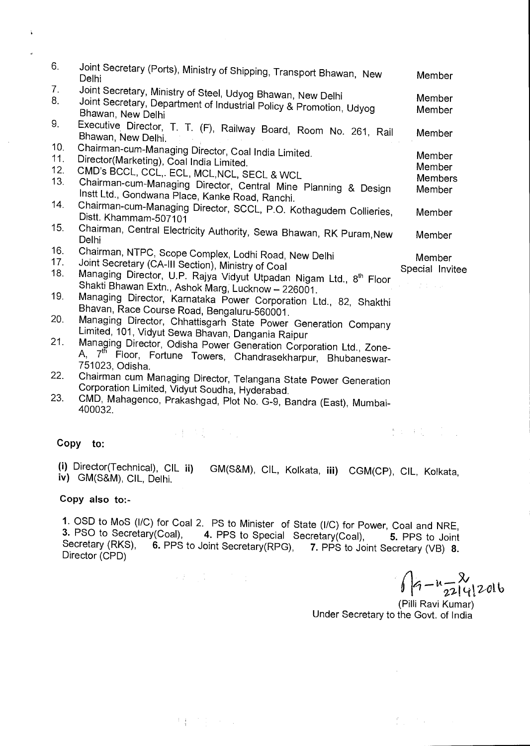| | | |
|---|---|---|
| 6. | Joint Secretary (Ports), Ministry of Shipping, Transport Bhawan, New Delhi | Member |
| 7. | Joint Secretary, Ministry of Steel, Udyog Bhawan, New Delhi | Member |
| 8. | Joint Secretary, Department of Industrial Policy & Promotion, Udyog Bhawan, New Delhi | Member |
| 9. | Executive Director, T. T. (F), Railway Board, Room No. 261, Rail Bhawan, New Delhi. | Member |
| 10. | Chairman-cum-Managing Director, Coal India Limited. | Member |
| 11. | Director(Marketing), Coal India Limited. | Member |
| 12. | CMD's BCCL, CCL,. ECL, MCL,NCL, SECL & WCL | Members |
| 13. | Chairman-cum-Managing Director, Central Mine Planning & Design Instt Ltd., Gondwana Place, Kanke Road, Ranchi. | Member |
| 14. | Chairman-cum-Managing Director, SCCL, P.O. Kothagudem Collieries, Distt. Khammam-507101 | Member |
| 15. | Chairman, Central Electricity Authority, Sewa Bhawan, RK Puram,New Delhi | Member |
| 16. | Chairman, NTPC, Scope Complex, Lodhi Road, New Delhi | Member |
| 17. | Joint Secretary (CA-III Section), Ministry of Coal | Special Invitee |
| 18. | Managing Director, U.P. Rajya Vidyut Utpadan Nigam Ltd., 8th Floor Shakti Bhawan Extn., Ashok Marg, Lucknow – 226001. | |
| 19. | Managing Director, Karnataka Power Corporation Ltd., 82, Shakthi Bhavan, Race Course Road, Bengaluru-560001. | |
| 20. | Managing Director, Chhattisgarh State Power Generation Company Limited, 101, Vidyut Sewa Bhavan, Dangania Raipur | |
| 21. | Managing Director, Odisha Power Generation Corporation Ltd., Zone-A, 7th Floor, Fortune Towers, Chandrasekharpur, Bhubaneswar-751023, Odisha. | |
| 22. | Chairman cum Managing Director, Telangana State Power Generation Corporation Limited, Vidyut Soudha, Hyderabad. | |
| 23. | CMD, Mahagenco, Prakashgad, Plot No. G-9, Bandra (East), Mumbai-400032. | |

**Copy to:**

**(i)** Director(Technical), CIL **ii)** GM(S&M), CIL, Kolkata, **iii)** CGM(CP), CIL, Kolkata, **iv)** GM(S&M), CIL, Delhi.

**Copy also to:-**

**1.** OSD to MoS (I/C) for Coal 2. PS to Minister of State (I/C) for Power, Coal and NRE, **3.** PSO to Secretary(Coal), **4.** PPS to Special Secretary(Coal), **5.** PPS to Joint Secretary (RKS), **6.** PPS to Joint Secretary(RPG), **7.** PPS to Joint Secretary (VB) **8.** Director (CPD)

22/4/2016

(Pilli Ravi Kumar)
Under Secretary to the Govt. of India